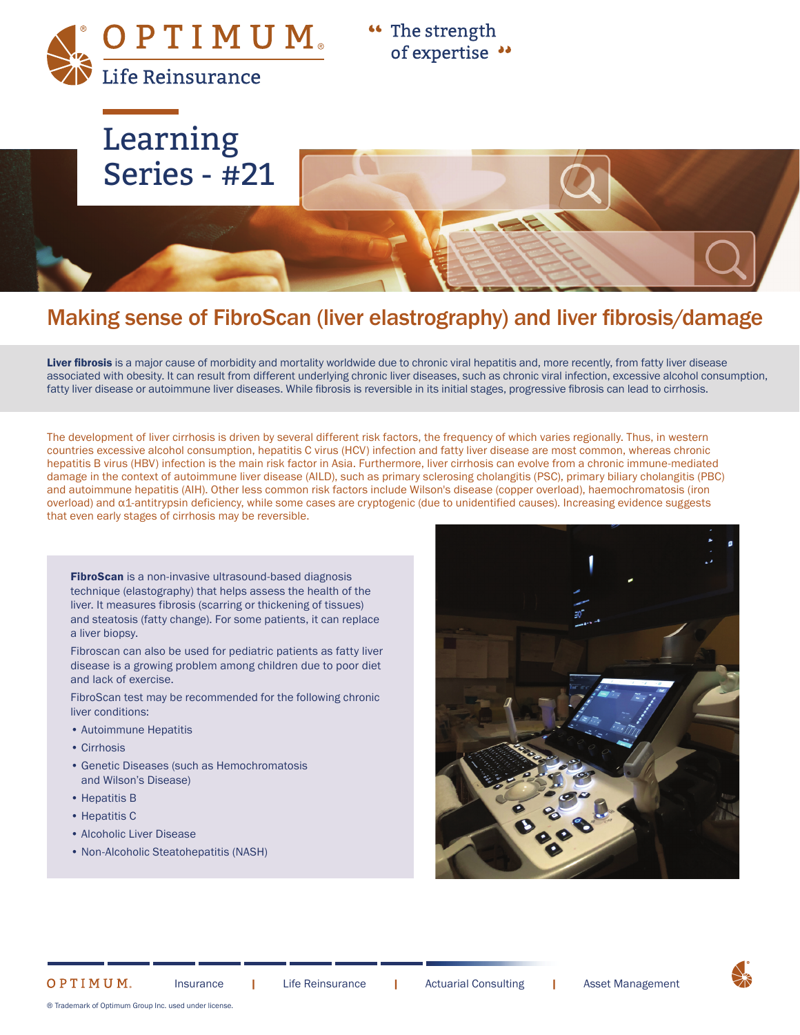OPTIMUM
Life Reinsurance

"The strength of expertise"

# Learning Series - #21

## Making sense of FibroScan (liver elastrography) and liver fibrosis/damage

**Liver fibrosis** is a major cause of morbidity and mortality worldwide due to chronic viral hepatitis and, more recently, from fatty liver disease associated with obesity. It can result from different underlying chronic liver diseases, such as chronic viral infection, excessive alcohol consumption, fatty liver disease or autoimmune liver diseases. While fibrosis is reversible in its initial stages, progressive fibrosis can lead to cirrhosis.

The development of liver cirrhosis is driven by several different risk factors, the frequency of which varies regionally. Thus, in western countries excessive alcohol consumption, hepatitis C virus (HCV) infection and fatty liver disease are most common, whereas chronic hepatitis B virus (HBV) infection is the main risk factor in Asia. Furthermore, liver cirrhosis can evolve from a chronic immune-mediated damage in the context of autoimmune liver disease (AILD), such as primary sclerosing cholangitis (PSC), primary biliary cholangitis (PBC) and autoimmune hepatitis (AIH). Other less common risk factors include Wilson's disease (copper overload), haemochromatosis (iron overload) and α1-antitrypsin deficiency, while some cases are cryptogenic (due to unidentified causes). Increasing evidence suggests that even early stages of cirrhosis may be reversible.

**FibroScan** is a non-invasive ultrasound-based diagnosis technique (elastography) that helps assess the health of the liver. It measures fibrosis (scarring or thickening of tissues) and steatosis (fatty change). For some patients, it can replace a liver biopsy.

Fibroscan can also be used for pediatric patients as fatty liver disease is a growing problem among children due to poor diet and lack of exercise.

FibroScan test may be recommended for the following chronic liver conditions:

- Autoimmune Hepatitis
- Cirrhosis
- Genetic Diseases (such as Hemochromatosis and Wilson's Disease)
- Hepatitis B
- Hepatitis C
- Alcoholic Liver Disease
- Non-Alcoholic Steatohepatitis (NASH)

OPTIMUM. Insurance | Life Reinsurance | Actuarial Consulting | Asset Management

® Trademark of Optimum Group Inc. used under license.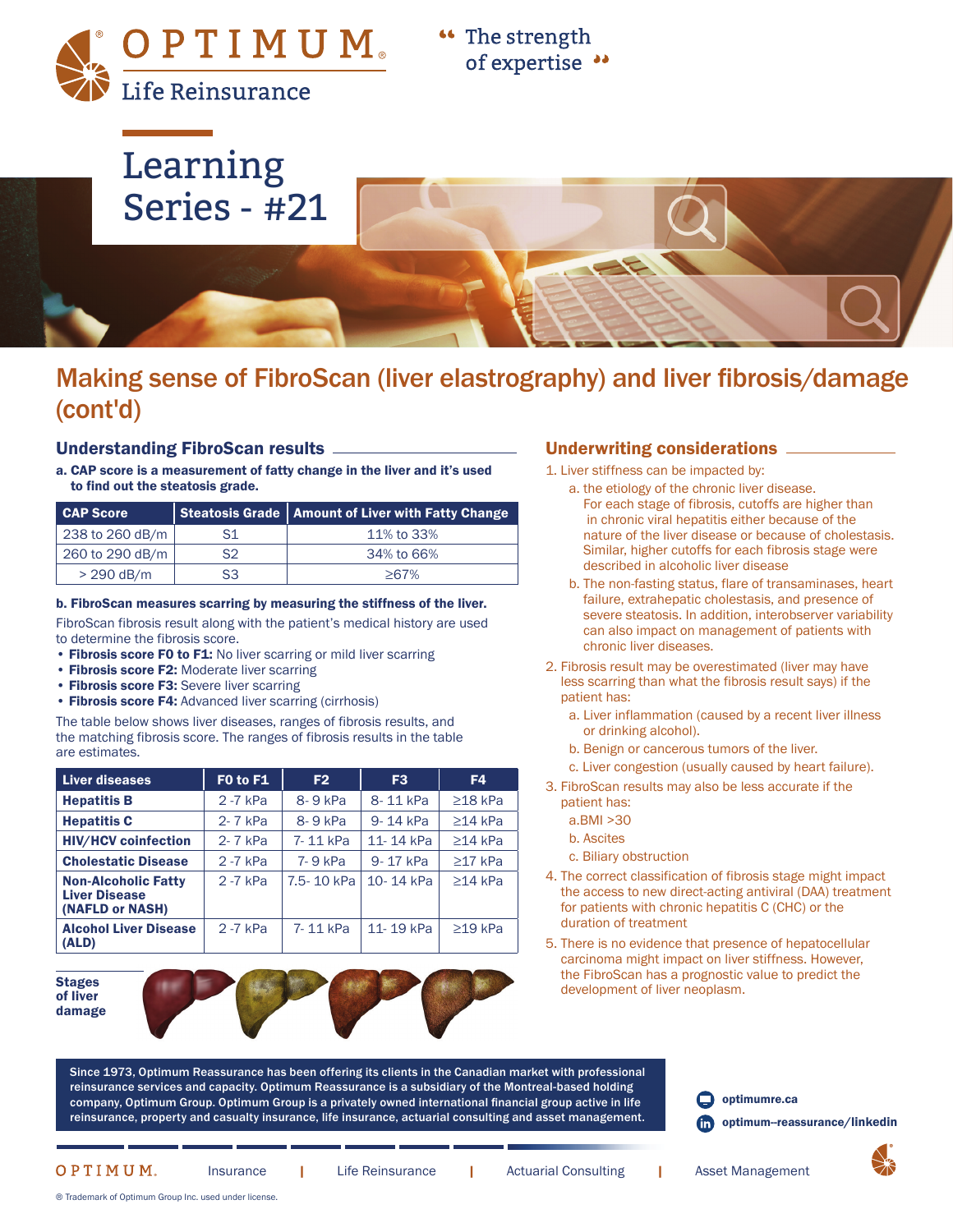# OPTIMUM Life Reinsurance

" The strength of expertise "

## Learning Series - #21

# Making sense of FibroScan (liver elastrography) and liver fibrosis/damage (cont'd)

## Understanding FibroScan results

**a. CAP score is a measurement of fatty change in the liver and it's used to find out the steatosis grade.**

| CAP Score | Steatosis Grade | Amount of Liver with Fatty Change |
|---|---|---|
| 238 to 260 dB/m | S1 | 11% to 33% |
| 260 to 290 dB/m | S2 | 34% to 66% |
| > 290 dB/m | S3 | ≥67% |

**b. FibroScan measures scarring by measuring the stiffness of the liver.**

FibroScan fibrosis result along with the patient's medical history are used to determine the fibrosis score.

- **Fibrosis score F0 to F1:** No liver scarring or mild liver scarring
- **Fibrosis score F2:** Moderate liver scarring
- **Fibrosis score F3:** Severe liver scarring
- **Fibrosis score F4:** Advanced liver scarring (cirrhosis)

The table below shows liver diseases, ranges of fibrosis results, and the matching fibrosis score. The ranges of fibrosis results in the table are estimates.

| Liver diseases | F0 to F1 | F2 | F3 | F4 |
|---|---|---|---|---|
| **Hepatitis B** | 2 -7 kPa | 8- 9 kPa | 8- 11 kPa | ≥18 kPa |
| **Hepatitis C** | 2- 7 kPa | 8- 9 kPa | 9- 14 kPa | ≥14 kPa |
| **HIV/HCV coinfection** | 2- 7 kPa | 7- 11 kPa | 11- 14 kPa | ≥14 kPa |
| **Cholestatic Disease** | 2 -7 kPa | 7- 9 kPa | 9- 17 kPa | ≥17 kPa |
| **Non-Alcoholic Fatty Liver Disease (NAFLD or NASH)** | 2 -7 kPa | 7.5- 10 kPa | 10- 14 kPa | ≥14 kPa |
| **Alcohol Liver Disease (ALD)** | 2 -7 kPa | 7- 11 kPa | 11- 19 kPa | ≥19 kPa |

**Stages of liver damage**

## Underwriting considerations

1. Liver stiffness can be impacted by:
   a. the etiology of the chronic liver disease. For each stage of fibrosis, cutoffs are higher than in chronic viral hepatitis either because of the nature of the liver disease or because of cholestasis. Similar, higher cutoffs for each fibrosis stage were described in alcoholic liver disease
   b. The non-fasting status, flare of transaminases, heart failure, extrahepatic cholestasis, and presence of severe steatosis. In addition, interobserver variability can also impact on management of patients with chronic liver diseases.
2. Fibrosis result may be overestimated (liver may have less scarring than what the fibrosis result says) if the patient has:
   a. Liver inflammation (caused by a recent liver illness or drinking alcohol).
   b. Benign or cancerous tumors of the liver.
   c. Liver congestion (usually caused by heart failure).
3. FibroScan results may also be less accurate if the patient has:
   a. BMI >30
   b. Ascites
   c. Biliary obstruction
4. The correct classification of fibrosis stage might impact the access to new direct-acting antiviral (DAA) treatment for patients with chronic hepatitis C (CHC) or the duration of treatment
5. There is no evidence that presence of hepatocellular carcinoma might impact on liver stiffness. However, the FibroScan has a prognostic value to predict the development of liver neoplasm.

**Since 1973, Optimum Reassurance has been offering its clients in the Canadian market with professional reinsurance services and capacity. Optimum Reassurance is a subsidiary of the Montreal-based holding company, Optimum Group. Optimum Group is a privately owned international financial group active in life reinsurance, property and casualty insurance, life reinsurance, actuarial consulting and asset management.**

**optimumre.ca**

**optimum–reassurance/linkedin**

OPTIMUM. Insurance | Life Reinsurance | Actuarial Consulting | Asset Management

® Trademark of Optimum Group Inc. used under license.